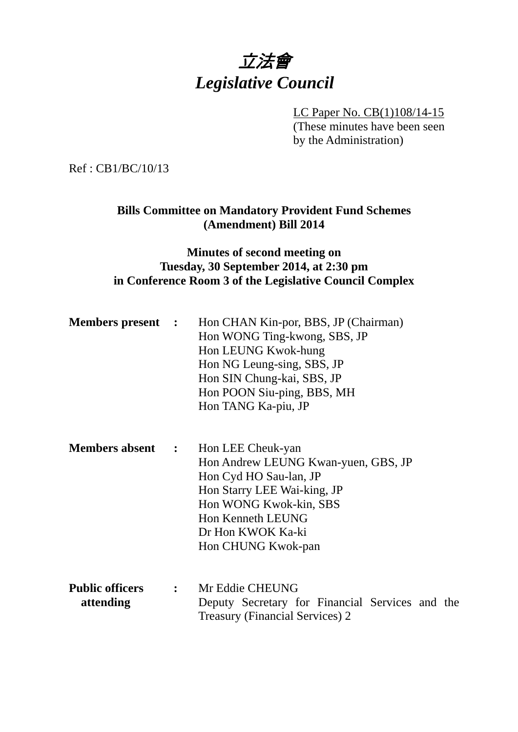# 立法會
# *Legislative Council*

LC Paper No. CB(1)108/14-15
(These minutes have been seen by the Administration)

Ref : CB1/BC/10/13

**Bills Committee on Mandatory Provident Fund Schemes (Amendment) Bill 2014**

**Minutes of second meeting on Tuesday, 30 September 2014, at 2:30 pm in Conference Room 3 of the Legislative Council Complex**

| | | |
|---|---|---|
| **Members present** | **:** | Hon CHAN Kin-por, BBS, JP (Chairman)<br>Hon WONG Ting-kwong, SBS, JP<br>Hon LEUNG Kwok-hung<br>Hon NG Leung-sing, SBS, JP<br>Hon SIN Chung-kai, SBS, JP<br>Hon POON Siu-ping, BBS, MH<br>Hon TANG Ka-piu, JP |
| **Members absent** | **:** | Hon LEE Cheuk-yan<br>Hon Andrew LEUNG Kwan-yuen, GBS, JP<br>Hon Cyd HO Sau-lan, JP<br>Hon Starry LEE Wai-king, JP<br>Hon WONG Kwok-kin, SBS<br>Hon Kenneth LEUNG<br>Dr Hon KWOK Ka-ki<br>Hon CHUNG Kwok-pan |
| **Public officers attending** | **:** | Mr Eddie CHEUNG<br>Deputy Secretary for Financial Services and the Treasury (Financial Services) 2 |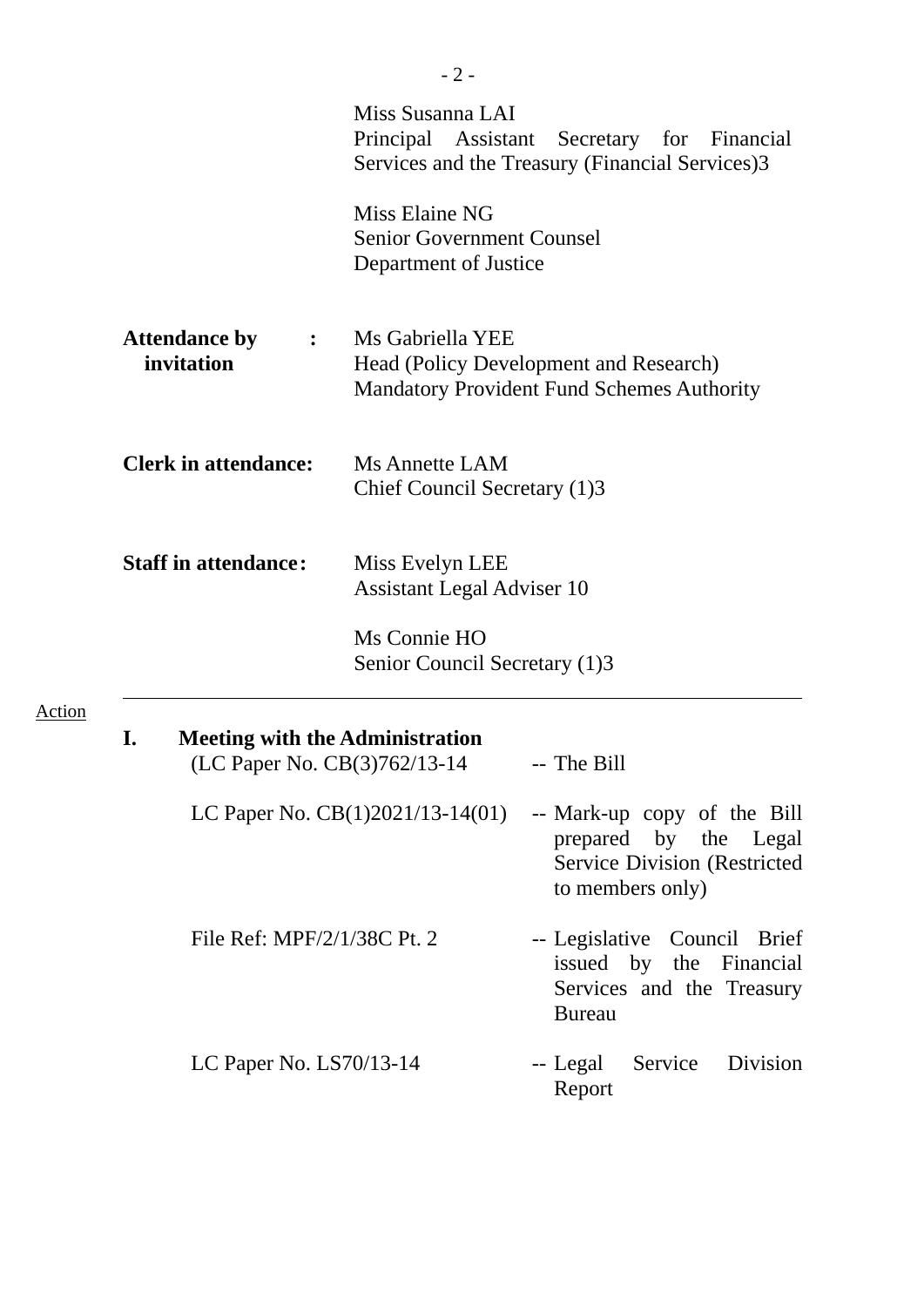Miss Susanna LAI
Principal Assistant Secretary for Financial Services and the Treasury (Financial Services)3

Miss Elaine NG
Senior Government Counsel
Department of Justice

**Attendance by invitation** : Ms Gabriella YEE
Head (Policy Development and Research)
Mandatory Provident Fund Schemes Authority

**Clerk in attendance:** Ms Annette LAM
Chief Council Secretary (1)3

**Staff in attendance:** Miss Evelyn LEE
Assistant Legal Adviser 10

Ms Connie HO
Senior Council Secretary (1)3

---

Action

## I. Meeting with the Administration

| | |
|---|---|
| (LC Paper No. CB(3)762/13-14 | -- The Bill |
| LC Paper No. CB(1)2021/13-14(01) | -- Mark-up copy of the Bill prepared by the Legal Service Division (Restricted to members only) |
| File Ref: MPF/2/1/38C Pt. 2 | -- Legislative Council Brief issued by the Financial Services and the Treasury Bureau |
| LC Paper No. LS70/13-14 | -- Legal Service Division Report |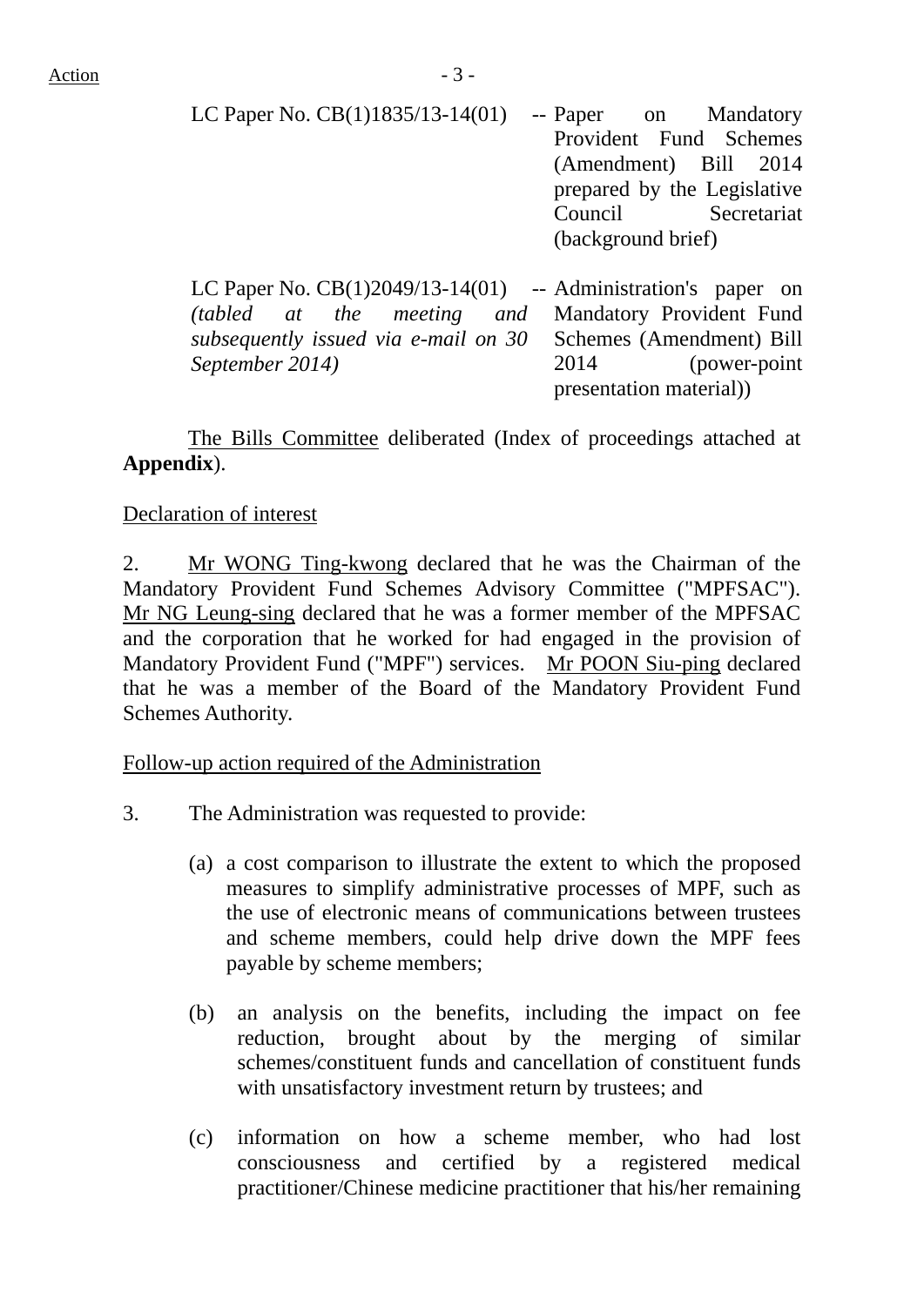| | | |
|---|---|---|
| LC Paper No. CB(1)1835/13-14(01) | -- | Paper on Mandatory Provident Fund Schemes (Amendment) Bill 2014 prepared by the Legislative Council Secretariat (background brief) |
| LC Paper No. CB(1)2049/13-14(01) *(tabled at the meeting and subsequently issued via e-mail on 30 September 2014)* | -- | Administration's paper on Mandatory Provident Fund Schemes (Amendment) Bill 2014 (power-point presentation material)) |

The Bills Committee deliberated (Index of proceedings attached at **Appendix**).

Declaration of interest

2. Mr WONG Ting-kwong declared that he was the Chairman of the Mandatory Provident Fund Schemes Advisory Committee ("MPFSAC"). Mr NG Leung-sing declared that he was a former member of the MPFSAC and the corporation that he worked for had engaged in the provision of Mandatory Provident Fund ("MPF") services. Mr POON Siu-ping declared that he was a member of the Board of the Mandatory Provident Fund Schemes Authority.

Follow-up action required of the Administration

3. The Administration was requested to provide:

(a) a cost comparison to illustrate the extent to which the proposed measures to simplify administrative processes of MPF, such as the use of electronic means of communications between trustees and scheme members, could help drive down the MPF fees payable by scheme members;

(b) an analysis on the benefits, including the impact on fee reduction, brought about by the merging of similar schemes/constituent funds and cancellation of constituent funds with unsatisfactory investment return by trustees; and

(c) information on how a scheme member, who had lost consciousness and certified by a registered medical practitioner/Chinese medicine practitioner that his/her remaining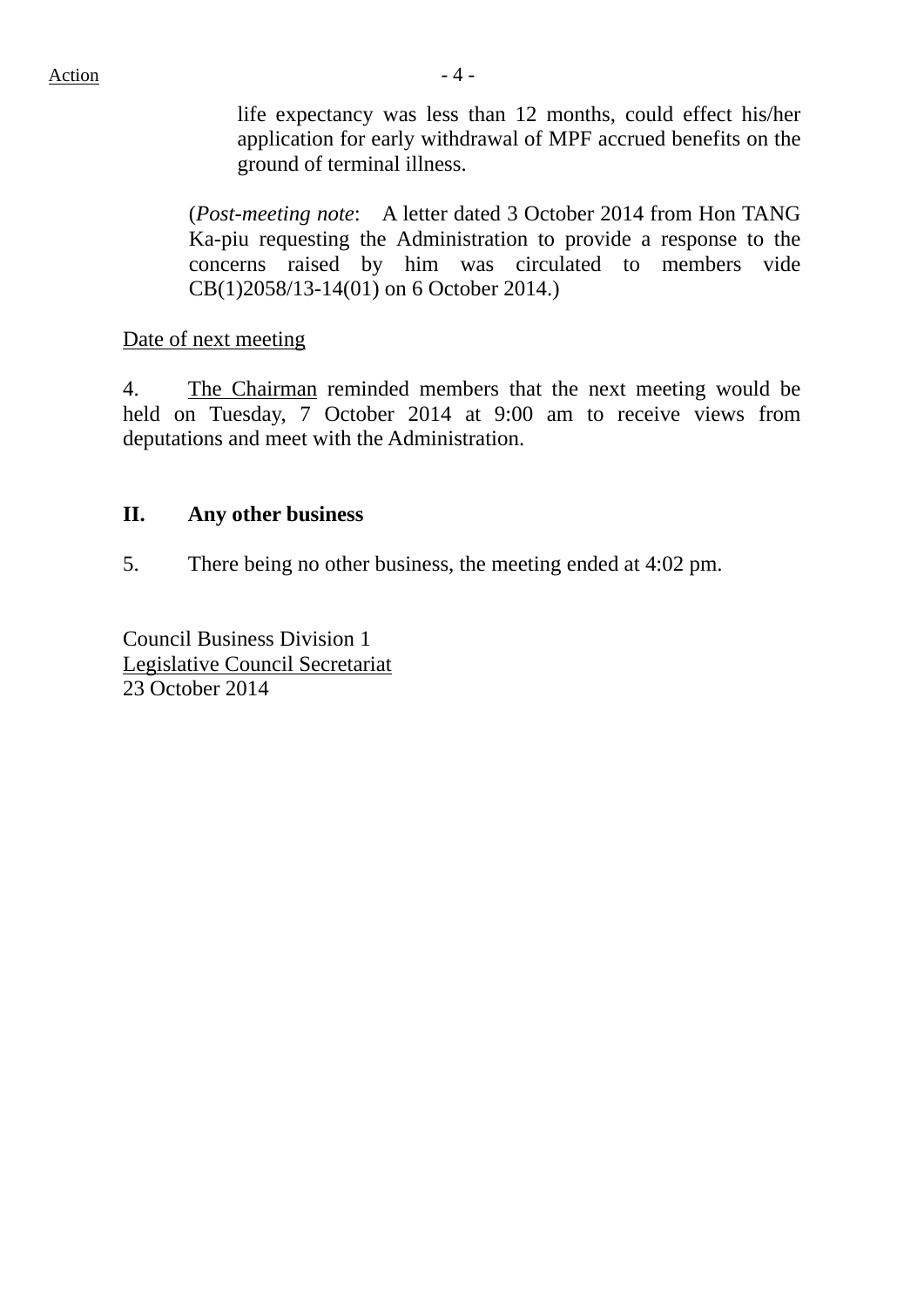life expectancy was less than 12 months, could effect his/her application for early withdrawal of MPF accrued benefits on the ground of terminal illness.

(*Post-meeting note*: A letter dated 3 October 2014 from Hon TANG Ka-piu requesting the Administration to provide a response to the concerns raised by him was circulated to members vide CB(1)2058/13-14(01) on 6 October 2014.)

Date of next meeting

4. The Chairman reminded members that the next meeting would be held on Tuesday, 7 October 2014 at 9:00 am to receive views from deputations and meet with the Administration.

## II. Any other business

5. There being no other business, the meeting ended at 4:02 pm.

Council Business Division 1
Legislative Council Secretariat
23 October 2014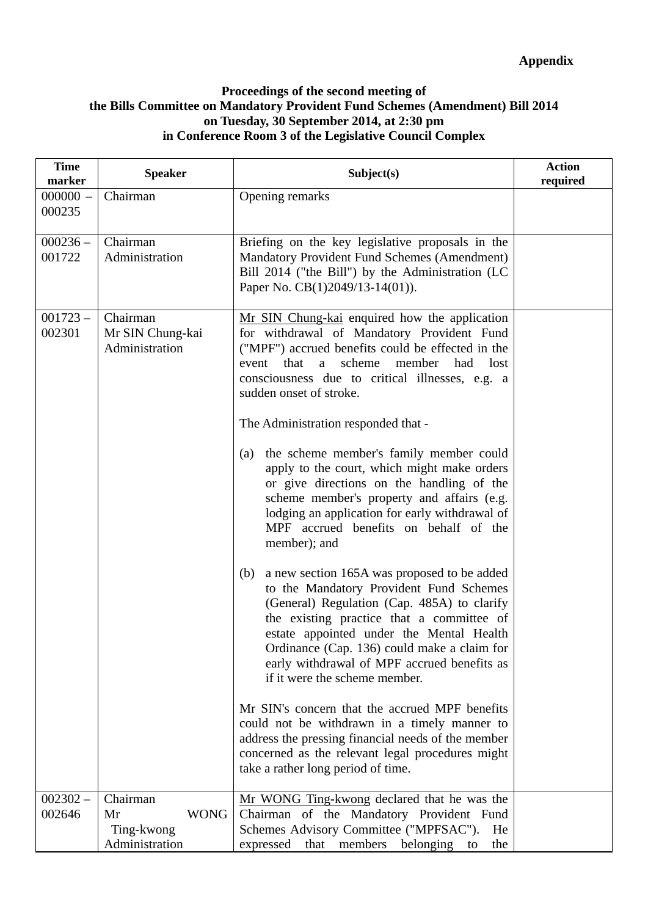**Appendix**

**Proceedings of the second meeting of**
**the Bills Committee on Mandatory Provident Fund Schemes (Amendment) Bill 2014**
**on Tuesday, 30 September 2014, at 2:30 pm**
**in Conference Room 3 of the Legislative Council Complex**

| Time marker | Speaker | Subject(s) | Action required |
|---|---|---|---|
| 000000 – 000235 | Chairman | Opening remarks | |
| 000236 – 001722 | Chairman<br>Administration | Briefing on the key legislative proposals in the Mandatory Provident Fund Schemes (Amendment) Bill 2014 ("the Bill") by the Administration (LC Paper No. CB(1)2049/13-14(01)). | |
| 001723 – 002301 | Chairman<br>Mr SIN Chung-kai<br>Administration | Mr SIN Chung-kai enquired how the application for withdrawal of Mandatory Provident Fund ("MPF") accrued benefits could be effected in the event that a scheme member had lost consciousness due to critical illnesses, e.g. a sudden onset of stroke.<br><br>The Administration responded that -<br><br>(a) the scheme member's family member could apply to the court, which might make orders or give directions on the handling of the scheme member's property and affairs (e.g. lodging an application for early withdrawal of MPF accrued benefits on behalf of the member); and<br><br>(b) a new section 165A was proposed to be added to the Mandatory Provident Fund Schemes (General) Regulation (Cap. 485A) to clarify the existing practice that a committee of estate appointed under the Mental Health Ordinance (Cap. 136) could make a claim for early withdrawal of MPF accrued benefits as if it were the scheme member.<br><br>Mr SIN's concern that the accrued MPF benefits could not be withdrawn in a timely manner to address the pressing financial needs of the member concerned as the relevant legal procedures might take a rather long period of time. | |
| 002302 – 002646 | Chairman<br>Mr WONG Ting-kwong<br>Administration | Mr WONG Ting-kwong declared that he was the Chairman of the Mandatory Provident Fund Schemes Advisory Committee ("MPFSAC"). He expressed that members belonging to the | |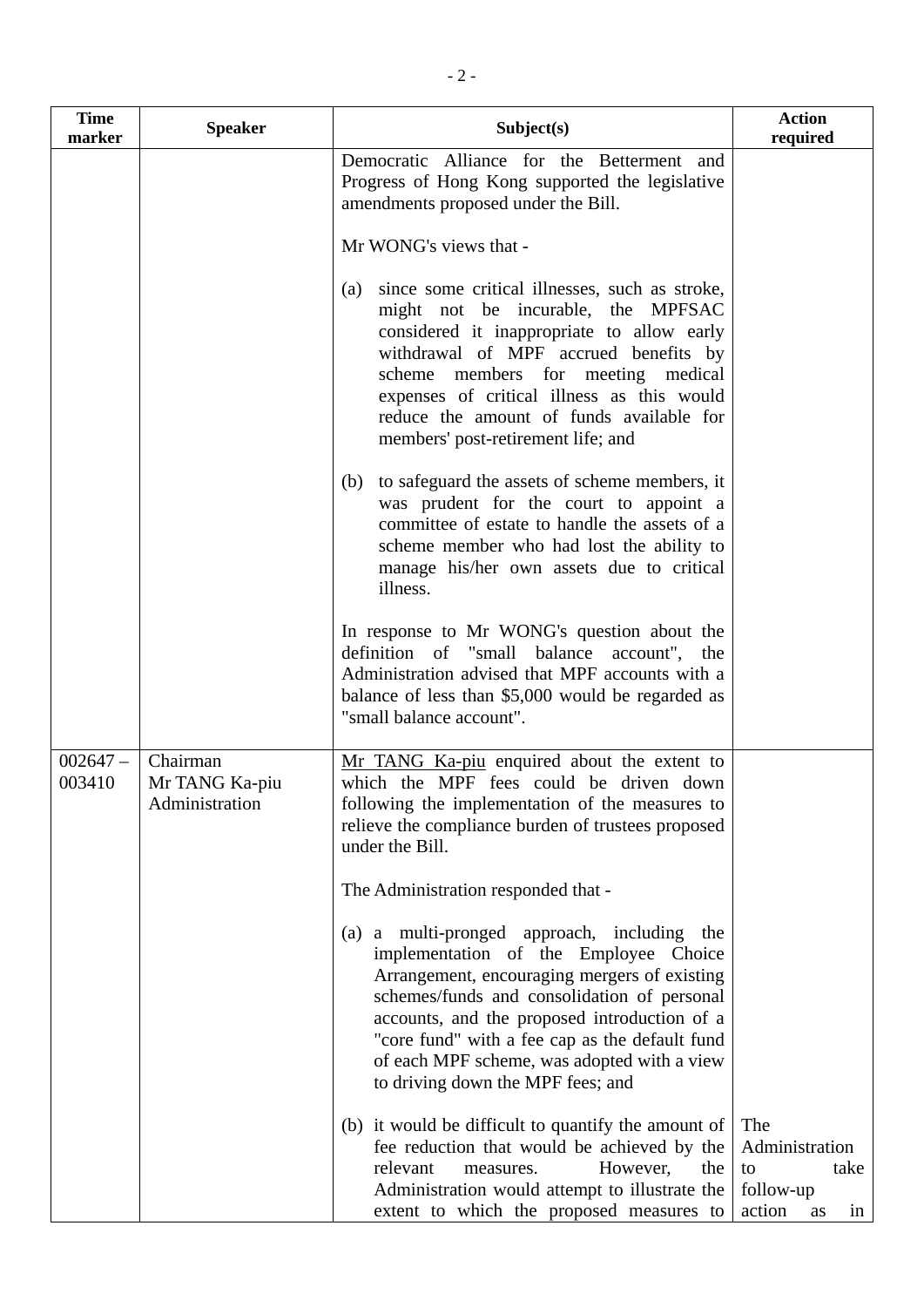| Time marker | Speaker | Subject(s) | Action required |
|---|---|---|---|
| | | Democratic Alliance for the Betterment and Progress of Hong Kong supported the legislative amendments proposed under the Bill.<br><br>Mr WONG's views that -<br><br>(a) since some critical illnesses, such as stroke, might not be incurable, the MPFSAC considered it inappropriate to allow early withdrawal of MPF accrued benefits by scheme members for meeting medical expenses of critical illness as this would reduce the amount of funds available for members' post-retirement life; and<br><br>(b) to safeguard the assets of scheme members, it was prudent for the court to appoint a committee of estate to handle the assets of a scheme member who had lost the ability to manage his/her own assets due to critical illness.<br><br>In response to Mr WONG's question about the definition of "small balance account", the Administration advised that MPF accounts with a balance of less than $5,000 would be regarded as "small balance account". | |
| 002647 – 003410 | Chairman<br>Mr TANG Ka-piu<br>Administration | Mr TANG Ka-piu enquired about the extent to which the MPF fees could be driven down following the implementation of the measures to relieve the compliance burden of trustees proposed under the Bill.<br><br>The Administration responded that -<br><br>(a) a multi-pronged approach, including the implementation of the Employee Choice Arrangement, encouraging mergers of existing schemes/funds and consolidation of personal accounts, and the proposed introduction of a "core fund" with a fee cap as the default fund of each MPF scheme, was adopted with a view to driving down the MPF fees; and<br><br>(b) it would be difficult to quantify the amount of fee reduction that would be achieved by the relevant measures. However, the Administration would attempt to illustrate the extent to which the proposed measures to | The Administration to take follow-up action as in |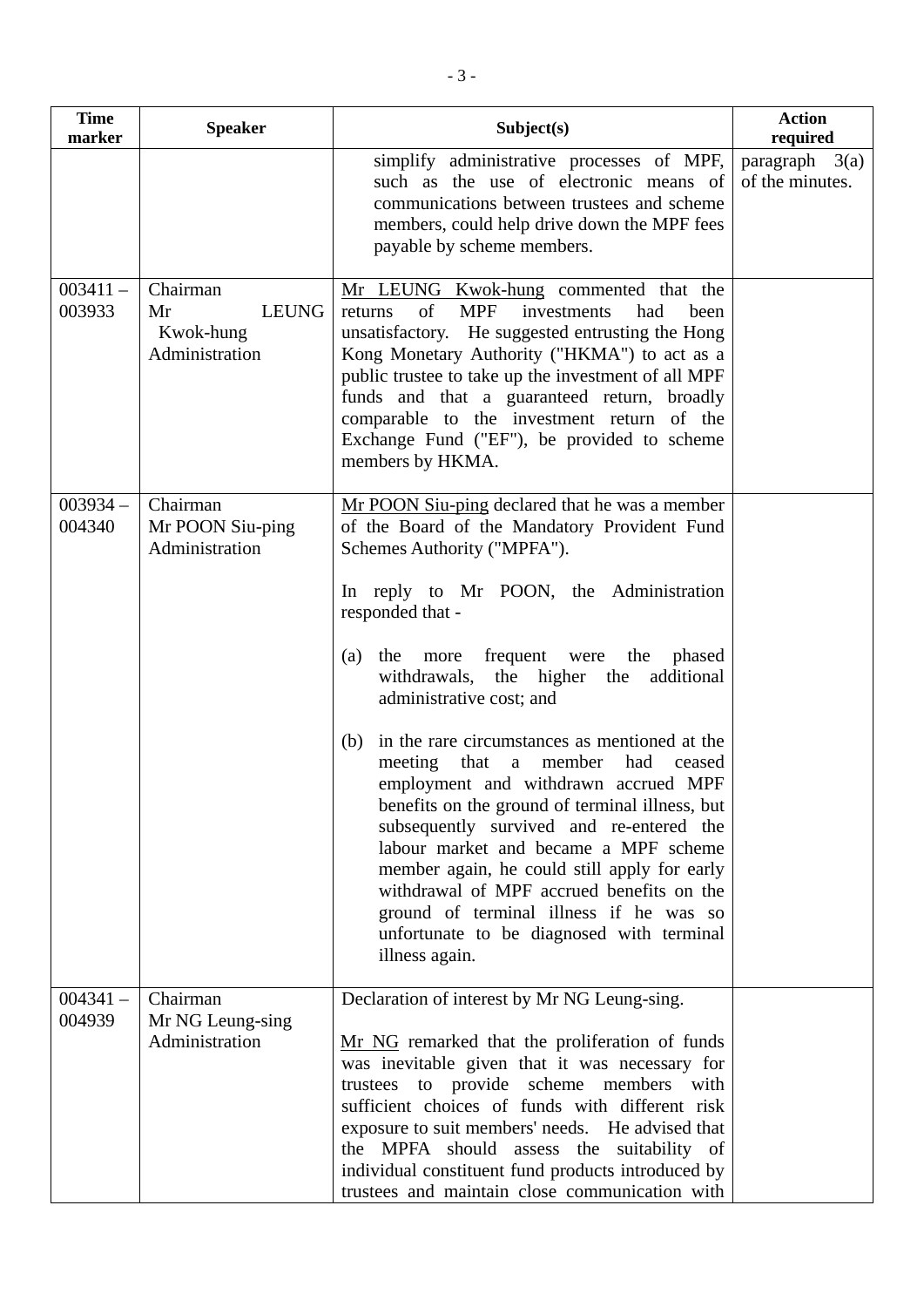| Time marker | Speaker | Subject(s) | Action required |
|---|---|---|---|
| | | simplify administrative processes of MPF, such as the use of electronic means of communications between trustees and scheme members, could help drive down the MPF fees payable by scheme members. | paragraph 3(a) of the minutes. |
| 003411 – 003933 | Chairman<br>Mr LEUNG Kwok-hung<br>Administration | Mr LEUNG Kwok-hung commented that the returns of MPF investments had been unsatisfactory. He suggested entrusting the Hong Kong Monetary Authority ("HKMA") to act as a public trustee to take up the investment of all MPF funds and that a guaranteed return, broadly comparable to the investment return of the Exchange Fund ("EF"), be provided to scheme members by HKMA. | |
| 003934 – 004340 | Chairman<br>Mr POON Siu-ping<br>Administration | Mr POON Siu-ping declared that he was a member of the Board of the Mandatory Provident Fund Schemes Authority ("MPFA").<br><br>In reply to Mr POON, the Administration responded that -<br><br>(a) the more frequent were the phased withdrawals, the higher the additional administrative cost; and<br><br>(b) in the rare circumstances as mentioned at the meeting that a member had ceased employment and withdrawn accrued MPF benefits on the ground of terminal illness, but subsequently survived and re-entered the labour market and became a MPF scheme member again, he could still apply for early withdrawal of MPF accrued benefits on the ground of terminal illness if he was so unfortunate to be diagnosed with terminal illness again. | |
| 004341 – 004939 | Chairman<br>Mr NG Leung-sing<br>Administration | Declaration of interest by Mr NG Leung-sing.<br><br>Mr NG remarked that the proliferation of funds was inevitable given that it was necessary for trustees to provide scheme members with sufficient choices of funds with different risk exposure to suit members' needs. He advised that the MPFA should assess the suitability of individual constituent fund products introduced by trustees and maintain close communication with | |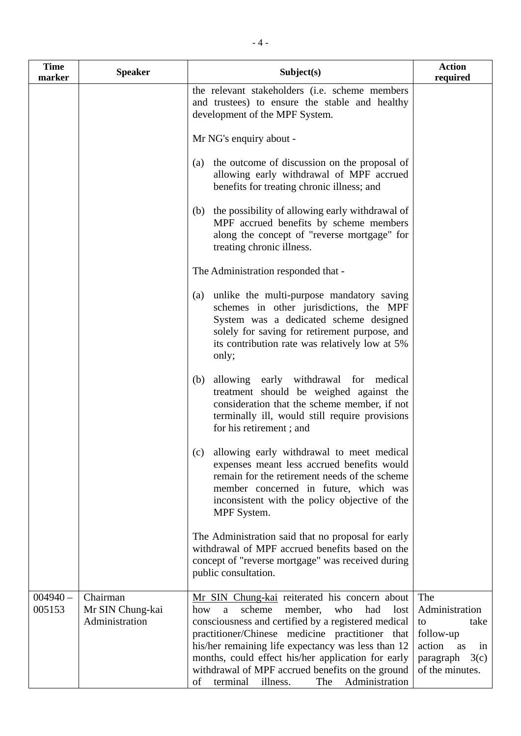| Time marker | Speaker | Subject(s) | Action required |
|---|---|---|---|
| | | the relevant stakeholders (i.e. scheme members and trustees) to ensure the stable and healthy development of the MPF System.<br><br>Mr NG's enquiry about -<br><br>(a) the outcome of discussion on the proposal of allowing early withdrawal of MPF accrued benefits for treating chronic illness; and<br><br>(b) the possibility of allowing early withdrawal of MPF accrued benefits by scheme members along the concept of "reverse mortgage" for treating chronic illness.<br><br>The Administration responded that -<br><br>(a) unlike the multi-purpose mandatory saving schemes in other jurisdictions, the MPF System was a dedicated scheme designed solely for saving for retirement purpose, and its contribution rate was relatively low at 5% only;<br><br>(b) allowing early withdrawal for medical treatment should be weighed against the consideration that the scheme member, if not terminally ill, would still require provisions for his retirement ; and<br><br>(c) allowing early withdrawal to meet medical expenses meant less accrued benefits would remain for the retirement needs of the scheme member concerned in future, which was inconsistent with the policy objective of the MPF System.<br><br>The Administration said that no proposal for early withdrawal of MPF accrued benefits based on the concept of "reverse mortgage" was received during public consultation. | |
| 004940 – 005153 | Chairman<br>Mr SIN Chung-kai<br>Administration | Mr SIN Chung-kai reiterated his concern about how a scheme member, who had lost consciousness and certified by a registered medical practitioner/Chinese medicine practitioner that his/her remaining life expectancy was less than 12 months, could effect his/her application for early withdrawal of MPF accrued benefits on the ground of terminal illness. The Administration | The Administration to take follow-up action as in paragraph 3(c) of the minutes. |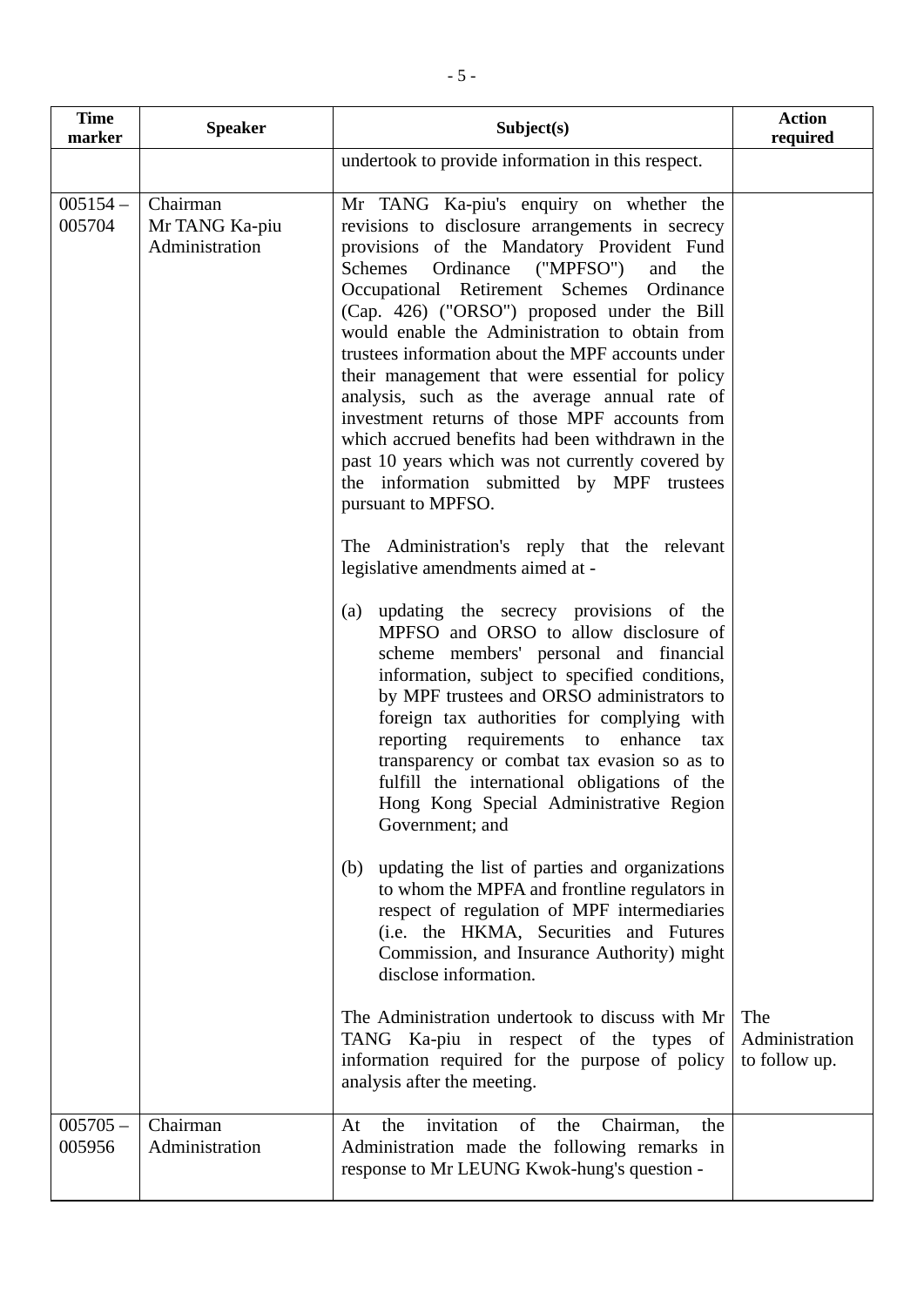| Time marker | Speaker | Subject(s) | Action required |
|---|---|---|---|
| | | undertook to provide information in this respect. | |
| 005154 – 005704 | Chairman<br>Mr TANG Ka-piu<br>Administration | Mr TANG Ka-piu's enquiry on whether the revisions to disclosure arrangements in secrecy provisions of the Mandatory Provident Fund Schemes Ordinance ("MPFSO") and the Occupational Retirement Schemes Ordinance (Cap. 426) ("ORSO") proposed under the Bill would enable the Administration to obtain from trustees information about the MPF accounts under their management that were essential for policy analysis, such as the average annual rate of investment returns of those MPF accounts from which accrued benefits had been withdrawn in the past 10 years which was not currently covered by the information submitted by MPF trustees pursuant to MPFSO.<br><br>The Administration's reply that the relevant legislative amendments aimed at -<br><br>(a) updating the secrecy provisions of the MPFSO and ORSO to allow disclosure of scheme members' personal and financial information, subject to specified conditions, by MPF trustees and ORSO administrators to foreign tax authorities for complying with reporting requirements to enhance tax transparency or combat tax evasion so as to fulfill the international obligations of the Hong Kong Special Administrative Region Government; and<br><br>(b) updating the list of parties and organizations to whom the MPFA and frontline regulators in respect of regulation of MPF intermediaries (i.e. the HKMA, Securities and Futures Commission, and Insurance Authority) might disclose information.<br><br>The Administration undertook to discuss with Mr TANG Ka-piu in respect of the types of information required for the purpose of policy analysis after the meeting. | The Administration to follow up. |
| 005705 – 005956 | Chairman<br>Administration | At the invitation of the Chairman, the Administration made the following remarks in response to Mr LEUNG Kwok-hung's question - | |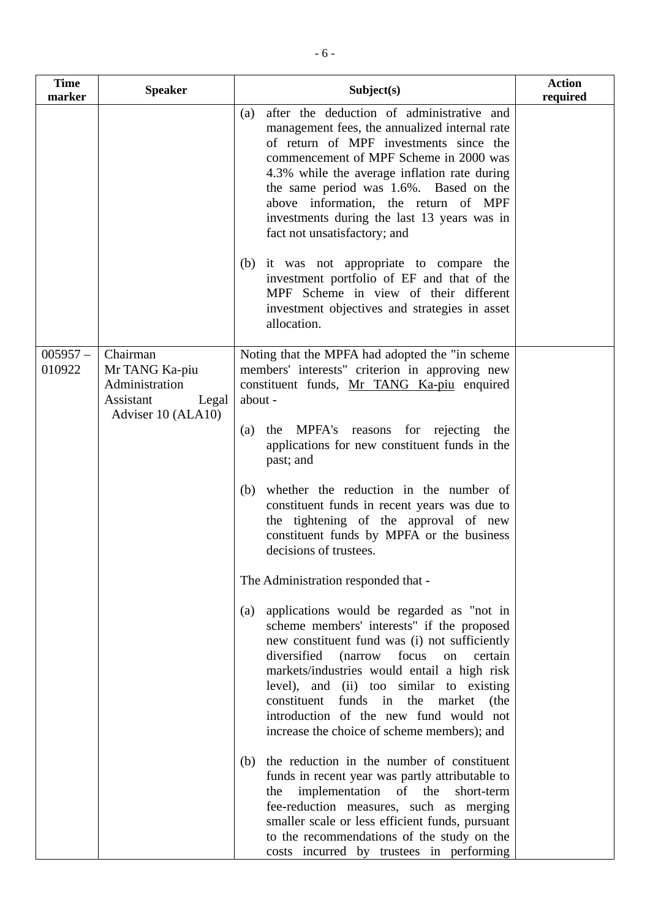| Time marker | Speaker | Subject(s) | Action required |
|---|---|---|---|
| | | (a) after the deduction of administrative and management fees, the annualized internal rate of return of MPF investments since the commencement of MPF Scheme in 2000 was 4.3% while the average inflation rate during the same period was 1.6%. Based on the above information, the return of MPF investments during the last 13 years was in fact not unsatisfactory; and<br><br>(b) it was not appropriate to compare the investment portfolio of EF and that of the MPF Scheme in view of their different investment objectives and strategies in asset allocation. | |
| 005957 – 010922 | Chairman<br>Mr TANG Ka-piu<br>Administration<br>Assistant Legal Adviser 10 (ALA10) | Noting that the MPFA had adopted the "in scheme members' interests" criterion in approving new constituent funds, Mr TANG Ka-piu enquired about -<br><br>(a) the MPFA's reasons for rejecting the applications for new constituent funds in the past; and<br><br>(b) whether the reduction in the number of constituent funds in recent years was due to the tightening of the approval of new constituent funds by MPFA or the business decisions of trustees.<br><br>The Administration responded that -<br><br>(a) applications would be regarded as "not in scheme members' interests" if the proposed new constituent fund was (i) not sufficiently diversified (narrow focus on certain markets/industries would entail a high risk level), and (ii) too similar to existing constituent funds in the market (the introduction of the new fund would not increase the choice of scheme members); and<br><br>(b) the reduction in the number of constituent funds in recent year was partly attributable to the implementation of the short-term fee-reduction measures, such as merging smaller scale or less efficient funds, pursuant to the recommendations of the study on the costs incurred by trustees in performing | |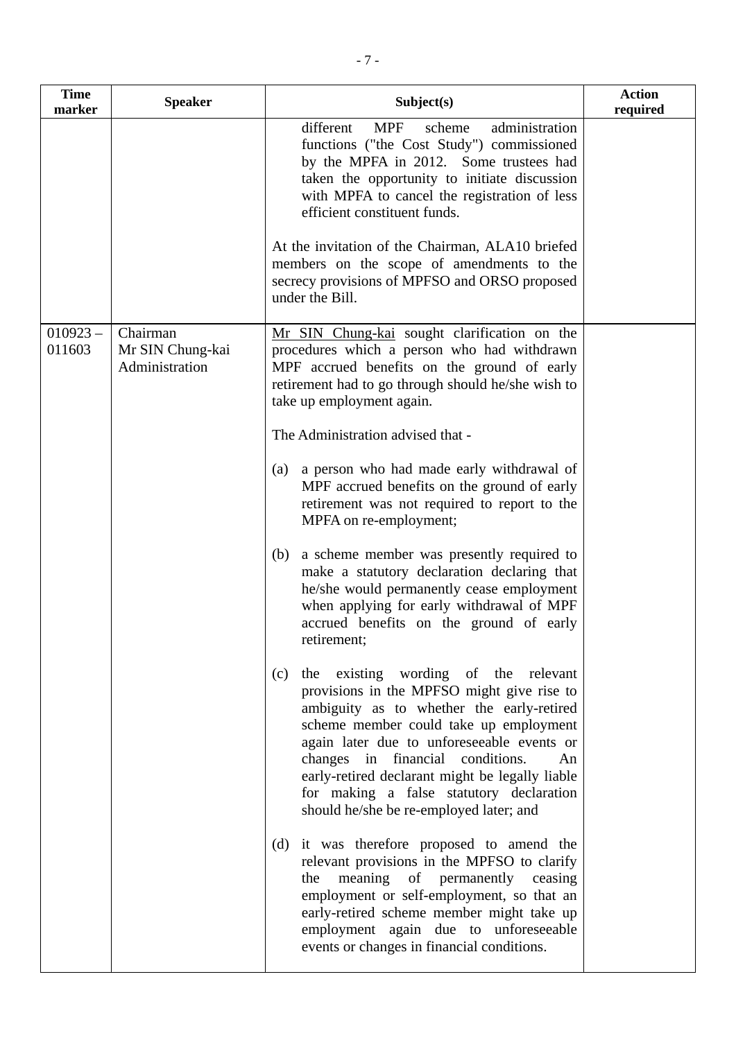| Time marker | Speaker | Subject(s) | Action required |
|---|---|---|---|
| | | different MPF scheme administration functions ("the Cost Study") commissioned by the MPFA in 2012. Some trustees had taken the opportunity to initiate discussion with MPFA to cancel the registration of less efficient constituent funds.<br><br>At the invitation of the Chairman, ALA10 briefed members on the scope of amendments to the secrecy provisions of MPFSO and ORSO proposed under the Bill. | |
| 010923 – 011603 | Chairman<br>Mr SIN Chung-kai<br>Administration | Mr SIN Chung-kai sought clarification on the procedures which a person who had withdrawn MPF accrued benefits on the ground of early retirement had to go through should he/she wish to take up employment again.<br><br>The Administration advised that -<br><br>(a) a person who had made early withdrawal of MPF accrued benefits on the ground of early retirement was not required to report to the MPFA on re-employment;<br><br>(b) a scheme member was presently required to make a statutory declaration declaring that he/she would permanently cease employment when applying for early withdrawal of MPF accrued benefits on the ground of early retirement;<br><br>(c) the existing wording of the relevant provisions in the MPFSO might give rise to ambiguity as to whether the early-retired scheme member could take up employment again later due to unforeseeable events or changes in financial conditions. An early-retired declarant might be legally liable for making a false statutory declaration should he/she be re-employed later; and<br><br>(d) it was therefore proposed to amend the relevant provisions in the MPFSO to clarify the meaning of permanently ceasing employment or self-employment, so that an early-retired scheme member might take up employment again due to unforeseeable events or changes in financial conditions. | |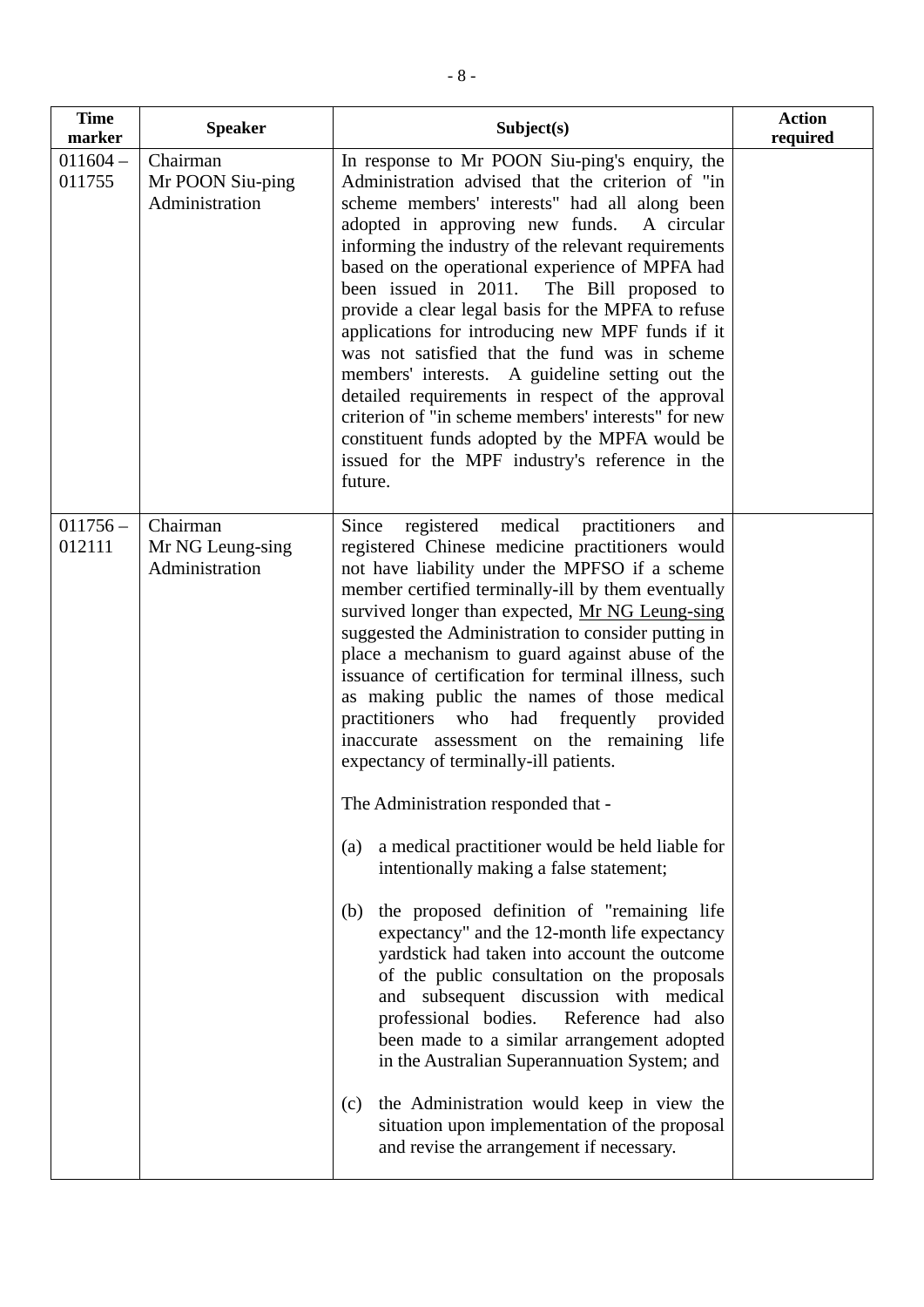| Time marker | Speaker | Subject(s) | Action required |
|---|---|---|---|
| 011604 – 011755 | Chairman<br>Mr POON Siu-ping<br>Administration | In response to Mr POON Siu-ping's enquiry, the Administration advised that the criterion of "in scheme members' interests" had all along been adopted in approving new funds. A circular informing the industry of the relevant requirements based on the operational experience of MPFA had been issued in 2011. The Bill proposed to provide a clear legal basis for the MPFA to refuse applications for introducing new MPF funds if it was not satisfied that the fund was in scheme members' interests. A guideline setting out the detailed requirements in respect of the approval criterion of "in scheme members' interests" for new constituent funds adopted by the MPFA would be issued for the MPF industry's reference in the future. | |
| 011756 – 012111 | Chairman<br>Mr NG Leung-sing<br>Administration | Since registered medical practitioners and registered Chinese medicine practitioners would not have liability under the MPFSO if a scheme member certified terminally-ill by them eventually survived longer than expected, <u>Mr NG Leung-sing</u> suggested the Administration to consider putting in place a mechanism to guard against abuse of the issuance of certification for terminal illness, such as making public the names of those medical practitioners who had frequently provided inaccurate assessment on the remaining life expectancy of terminally-ill patients.<br><br>The Administration responded that -<br><br>(a) a medical practitioner would be held liable for intentionally making a false statement;<br><br>(b) the proposed definition of "remaining life expectancy" and the 12-month life expectancy yardstick had taken into account the outcome of the public consultation on the proposals and subsequent discussion with medical professional bodies. Reference had also been made to a similar arrangement adopted in the Australian Superannuation System; and<br><br>(c) the Administration would keep in view the situation upon implementation of the proposal and revise the arrangement if necessary. | |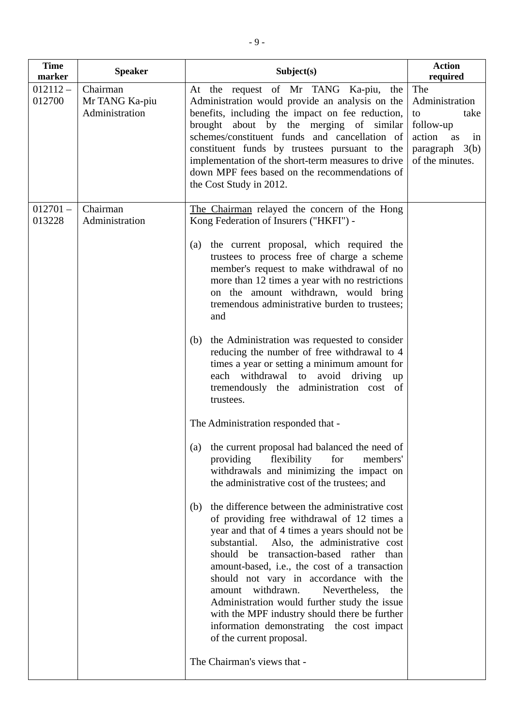| Time marker | Speaker | Subject(s) | Action required |
|---|---|---|---|
| 012112 – 012700 | Chairman<br>Mr TANG Ka-piu<br>Administration | At the request of Mr TANG Ka-piu, the Administration would provide an analysis on the benefits, including the impact on fee reduction, brought about by the merging of similar schemes/constituent funds and cancellation of constituent funds by trustees pursuant to the implementation of the short-term measures to drive down MPF fees based on the recommendations of the Cost Study in 2012. | The Administration to take follow-up action as in paragraph 3(b) of the minutes. |
| 012701 – 013228 | Chairman<br>Administration | The Chairman relayed the concern of the Hong Kong Federation of Insurers ("HKFI") -<br><br>(a) the current proposal, which required the trustees to process free of charge a scheme member's request to make withdrawal of no more than 12 times a year with no restrictions on the amount withdrawn, would bring tremendous administrative burden to trustees; and<br><br>(b) the Administration was requested to consider reducing the number of free withdrawal to 4 times a year or setting a minimum amount for each withdrawal to avoid driving up tremendously the administration cost of trustees.<br><br>The Administration responded that -<br><br>(a) the current proposal had balanced the need of providing flexibility for members' withdrawals and minimizing the impact on the administrative cost of the trustees; and<br><br>(b) the difference between the administrative cost of providing free withdrawal of 12 times a year and that of 4 times a years should not be substantial. Also, the administrative cost should be transaction-based rather than amount-based, i.e., the cost of a transaction should not vary in accordance with the amount withdrawn. Nevertheless, the Administration would further study the issue with the MPF industry should there be further information demonstrating the cost impact of the current proposal.<br><br>The Chairman's views that - | |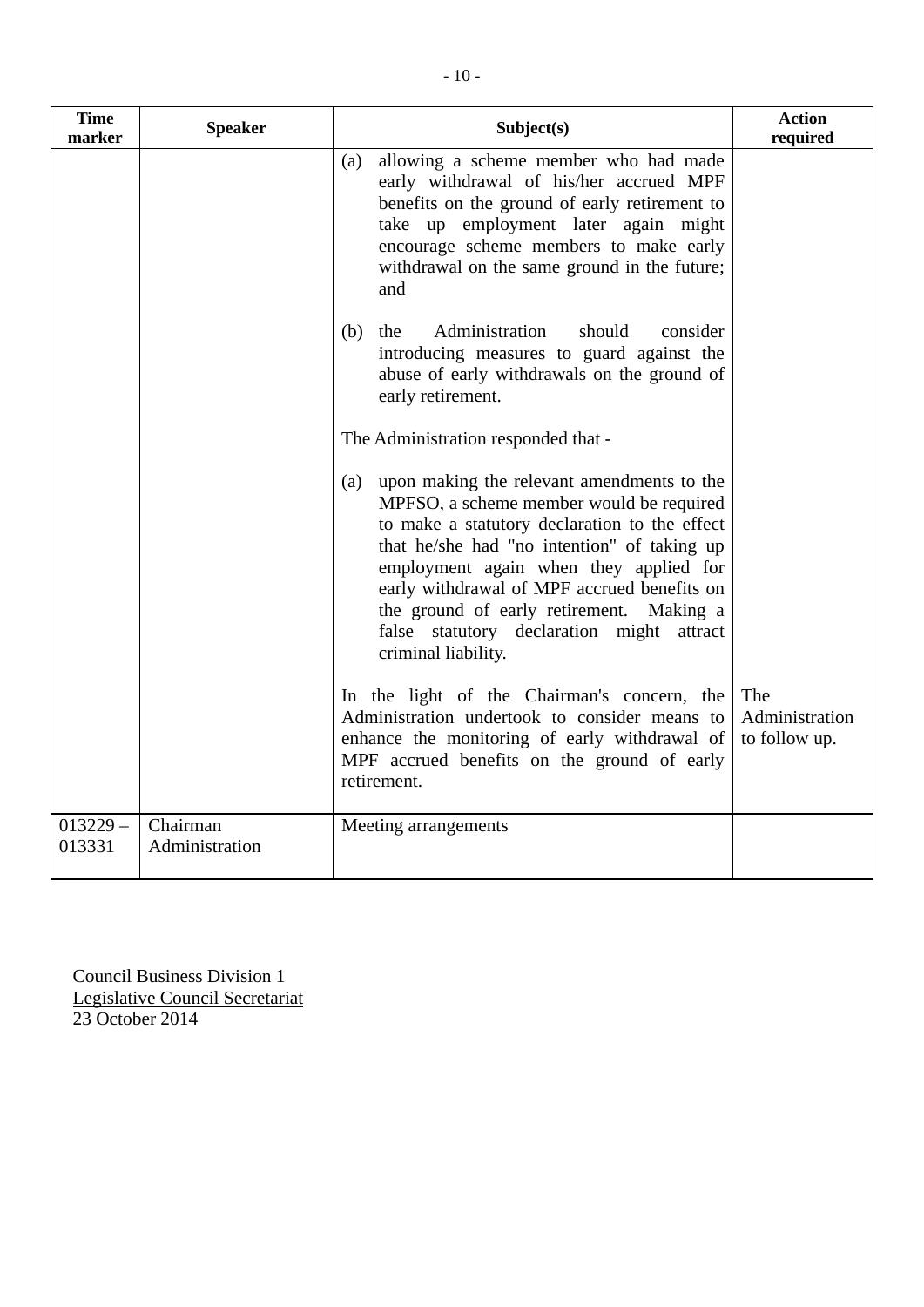| Time marker | Speaker | Subject(s) | Action required |
|---|---|---|---|
| | | (a) allowing a scheme member who had made early withdrawal of his/her accrued MPF benefits on the ground of early retirement to take up employment later again might encourage scheme members to make early withdrawal on the same ground in the future; and<br><br>(b) the Administration should consider introducing measures to guard against the abuse of early withdrawals on the ground of early retirement.<br><br>The Administration responded that -<br><br>(a) upon making the relevant amendments to the MPFSO, a scheme member would be required to make a statutory declaration to the effect that he/she had "no intention" of taking up employment again when they applied for early withdrawal of MPF accrued benefits on the ground of early retirement. Making a false statutory declaration might attract criminal liability.<br><br>In the light of the Chairman's concern, the Administration undertook to consider means to enhance the monitoring of early withdrawal of MPF accrued benefits on the ground of early retirement. | The Administration to follow up. |
| 013229 – 013331 | Chairman<br>Administration | Meeting arrangements | |

Council Business Division 1
Legislative Council Secretariat
23 October 2014